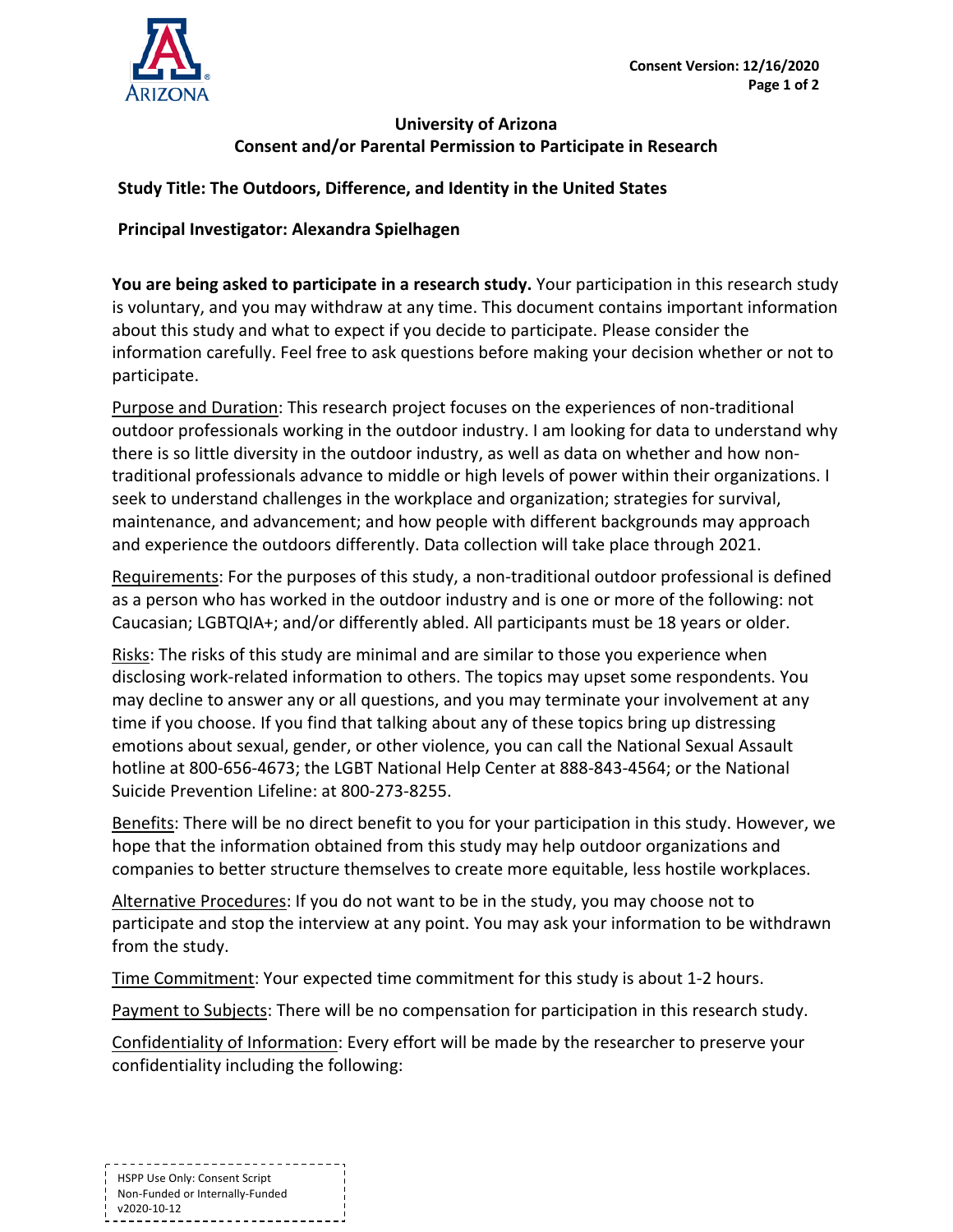**University of Arizona**
**Consent and/or Parental Permission to Participate in Research**

**Study Title: The Outdoors, Difference, and Identity in the United States**

**Principal Investigator: Alexandra Spielhagen**

**You are being asked to participate in a research study.** Your participation in this research study is voluntary, and you may withdraw at any time. This document contains important information about this study and what to expect if you decide to participate. Please consider the information carefully. Feel free to ask questions before making your decision whether or not to participate.

Purpose and Duration: This research project focuses on the experiences of non-traditional outdoor professionals working in the outdoor industry. I am looking for data to understand why there is so little diversity in the outdoor industry, as well as data on whether and how non-traditional professionals advance to middle or high levels of power within their organizations. I seek to understand challenges in the workplace and organization; strategies for survival, maintenance, and advancement; and how people with different backgrounds may approach and experience the outdoors differently. Data collection will take place through 2021.

Requirements: For the purposes of this study, a non-traditional outdoor professional is defined as a person who has worked in the outdoor industry and is one or more of the following: not Caucasian; LGBTQIA+; and/or differently abled. All participants must be 18 years or older.

Risks: The risks of this study are minimal and are similar to those you experience when disclosing work-related information to others. The topics may upset some respondents. You may decline to answer any or all questions, and you may terminate your involvement at any time if you choose. If you find that talking about any of these topics bring up distressing emotions about sexual, gender, or other violence, you can call the National Sexual Assault hotline at 800-656-4673; the LGBT National Help Center at 888-843-4564; or the National Suicide Prevention Lifeline: at 800-273-8255.

Benefits: There will be no direct benefit to you for your participation in this study. However, we hope that the information obtained from this study may help outdoor organizations and companies to better structure themselves to create more equitable, less hostile workplaces.

Alternative Procedures: If you do not want to be in the study, you may choose not to participate and stop the interview at any point. You may ask your information to be withdrawn from the study.

Time Commitment: Your expected time commitment for this study is about 1-2 hours.

Payment to Subjects: There will be no compensation for participation in this research study.

Confidentiality of Information: Every effort will be made by the researcher to preserve your confidentiality including the following:

HSPP Use Only: Consent Script
Non-Funded or Internally-Funded
v2020-10-12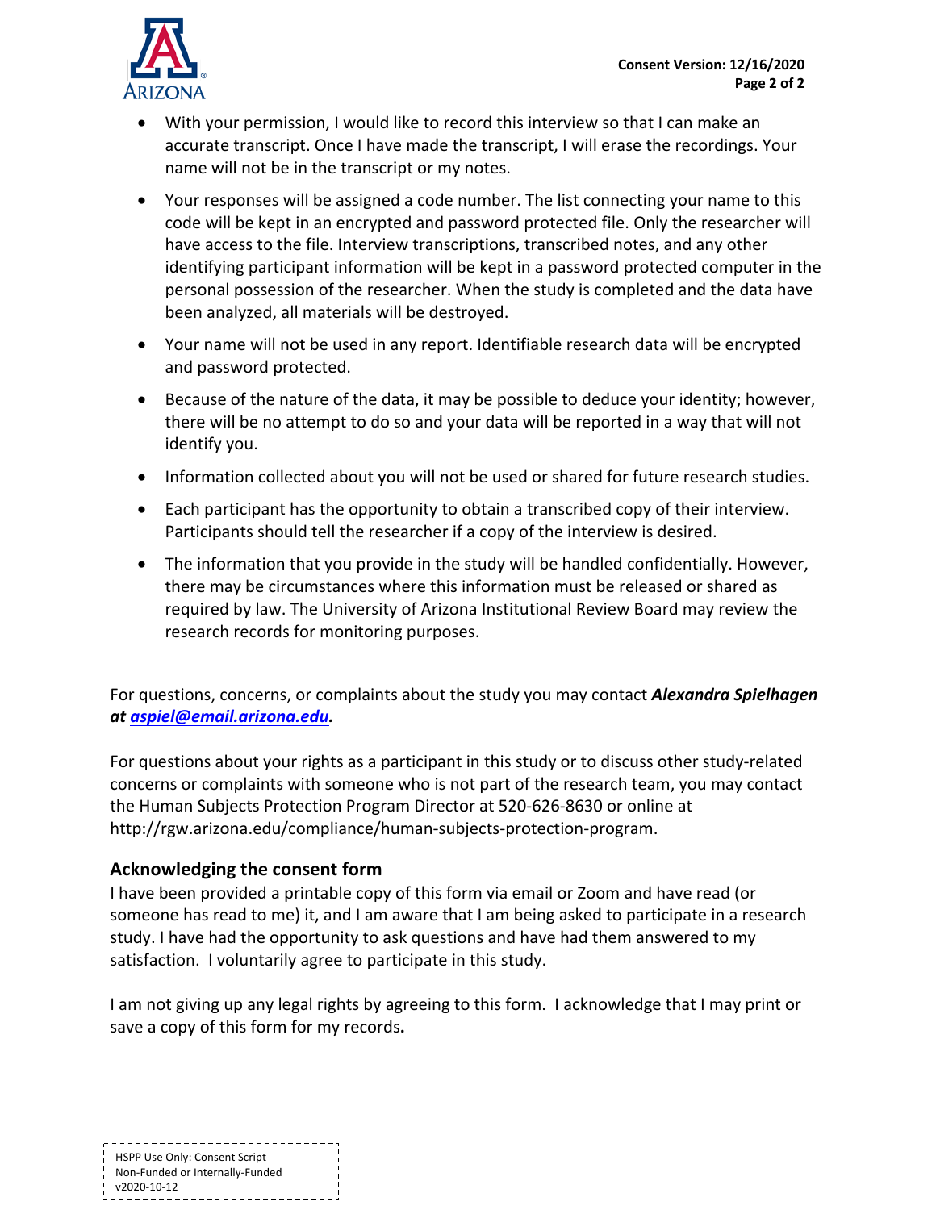- With your permission, I would like to record this interview so that I can make an accurate transcript. Once I have made the transcript, I will erase the recordings. Your name will not be in the transcript or my notes.
- Your responses will be assigned a code number. The list connecting your name to this code will be kept in an encrypted and password protected file. Only the researcher will have access to the file. Interview transcriptions, transcribed notes, and any other identifying participant information will be kept in a password protected computer in the personal possession of the researcher. When the study is completed and the data have been analyzed, all materials will be destroyed.
- Your name will not be used in any report. Identifiable research data will be encrypted and password protected.
- Because of the nature of the data, it may be possible to deduce your identity; however, there will be no attempt to do so and your data will be reported in a way that will not identify you.
- Information collected about you will not be used or shared for future research studies.
- Each participant has the opportunity to obtain a transcribed copy of their interview. Participants should tell the researcher if a copy of the interview is desired.
- The information that you provide in the study will be handled confidentially. However, there may be circumstances where this information must be released or shared as required by law. The University of Arizona Institutional Review Board may review the research records for monitoring purposes.

For questions, concerns, or complaints about the study you may contact ***Alexandra Spielhagen at aspiel@email.arizona.edu.***

For questions about your rights as a participant in this study or to discuss other study-related concerns or complaints with someone who is not part of the research team, you may contact the Human Subjects Protection Program Director at 520-626-8630 or online at http://rgw.arizona.edu/compliance/human-subjects-protection-program.

## Acknowledging the consent form

I have been provided a printable copy of this form via email or Zoom and have read (or someone has read to me) it, and I am aware that I am being asked to participate in a research study. I have had the opportunity to ask questions and have had them answered to my satisfaction. I voluntarily agree to participate in this study.

I am not giving up any legal rights by agreeing to this form. I acknowledge that I may print or save a copy of this form for my records.

HSPP Use Only: Consent Script
Non-Funded or Internally-Funded
v2020-10-12